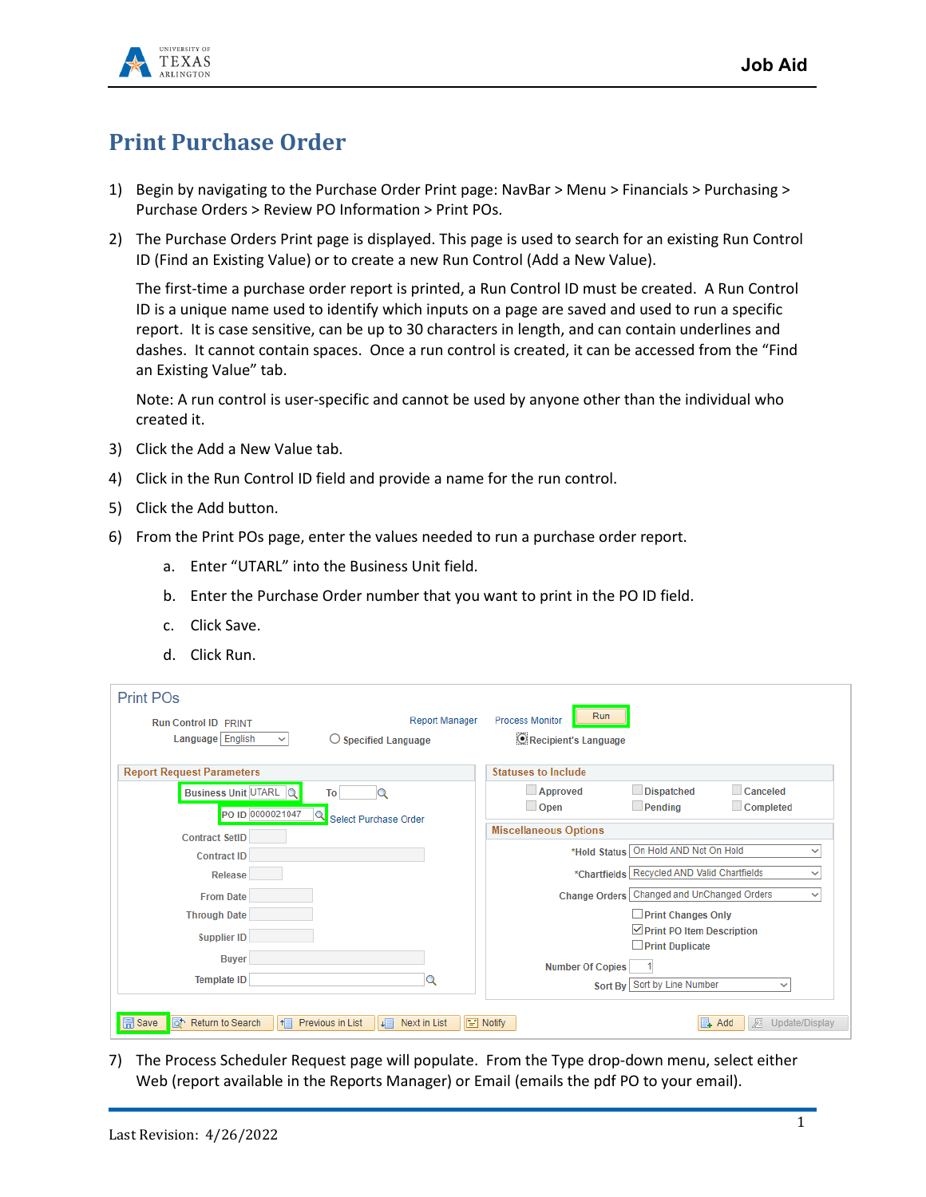# Print Purchase Order

1) Begin by navigating to the Purchase Order Print page: NavBar > Menu > Financials > Purchasing > Purchase Orders > Review PO Information > Print POs.

2) The Purchase Orders Print page is displayed. This page is used to search for an existing Run Control ID (Find an Existing Value) or to create a new Run Control (Add a New Value).

   The first-time a purchase order report is printed, a Run Control ID must be created. A Run Control ID is a unique name used to identify which inputs on a page are saved and used to run a specific report. It is case sensitive, can be up to 30 characters in length, and can contain underlines and dashes. It cannot contain spaces. Once a run control is created, it can be accessed from the "Find an Existing Value" tab.

   Note: A run control is user-specific and cannot be used by anyone other than the individual who created it.

3) Click the Add a New Value tab.

4) Click in the Run Control ID field and provide a name for the run control.

5) Click the Add button.

6) From the Print POs page, enter the values needed to run a purchase order report.

   a. Enter "UTARL" into the Business Unit field.

   b. Enter the Purchase Order number that you want to print in the PO ID field.

   c. Click Save.

   d. Click Run.

7) The Process Scheduler Request page will populate. From the Type drop-down menu, select either Web (report available in the Reports Manager) or Email (emails the pdf PO to your email).

Last Revision: 4/26/2022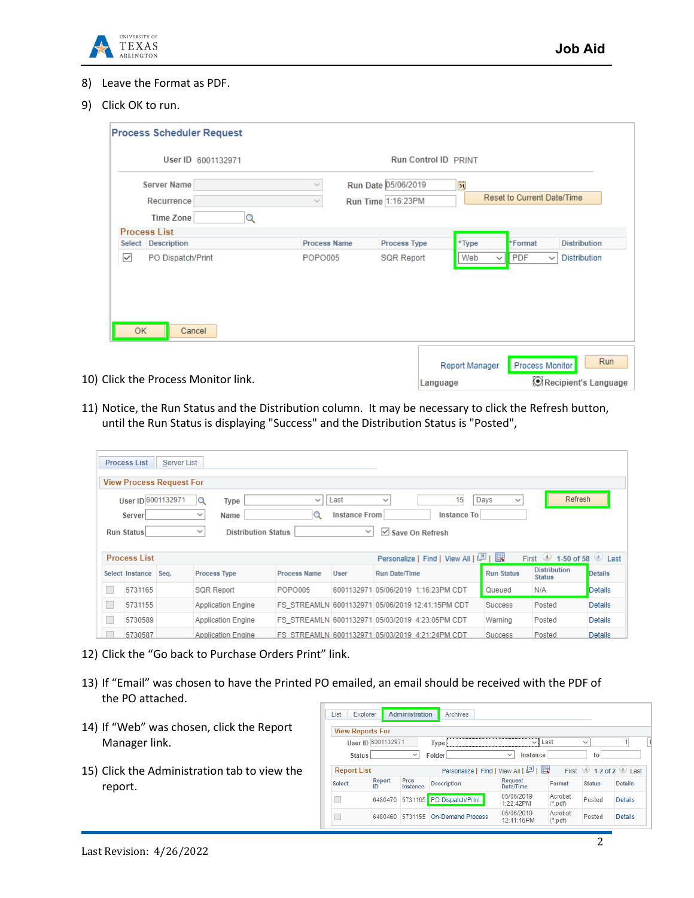8) Leave the Format as PDF.
9) Click OK to run.

10) Click the Process Monitor link.

11) Notice, the Run Status and the Distribution column. It may be necessary to click the Refresh button, until the Run Status is displaying "Success" and the Distribution Status is "Posted",

12) Click the "Go back to Purchase Orders Print" link.

13) If "Email" was chosen to have the Printed PO emailed, an email should be received with the PDF of the PO attached.

14) If "Web" was chosen, click the Report Manager link.

15) Click the Administration tab to view the report.

Last Revision: 4/26/2022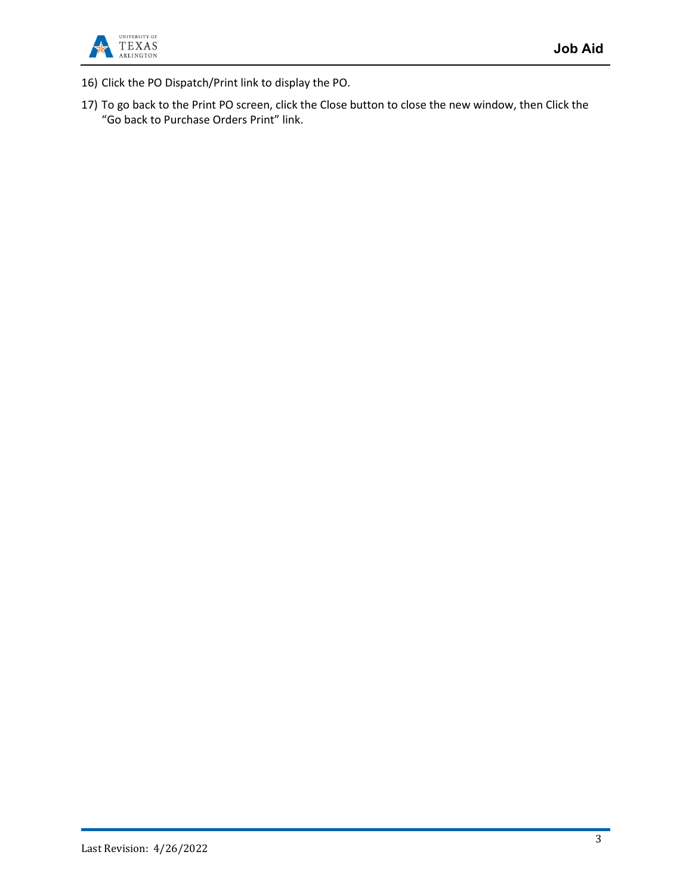16) Click the PO Dispatch/Print link to display the PO.

17) To go back to the Print PO screen, click the Close button to close the new window, then Click the "Go back to Purchase Orders Print" link.